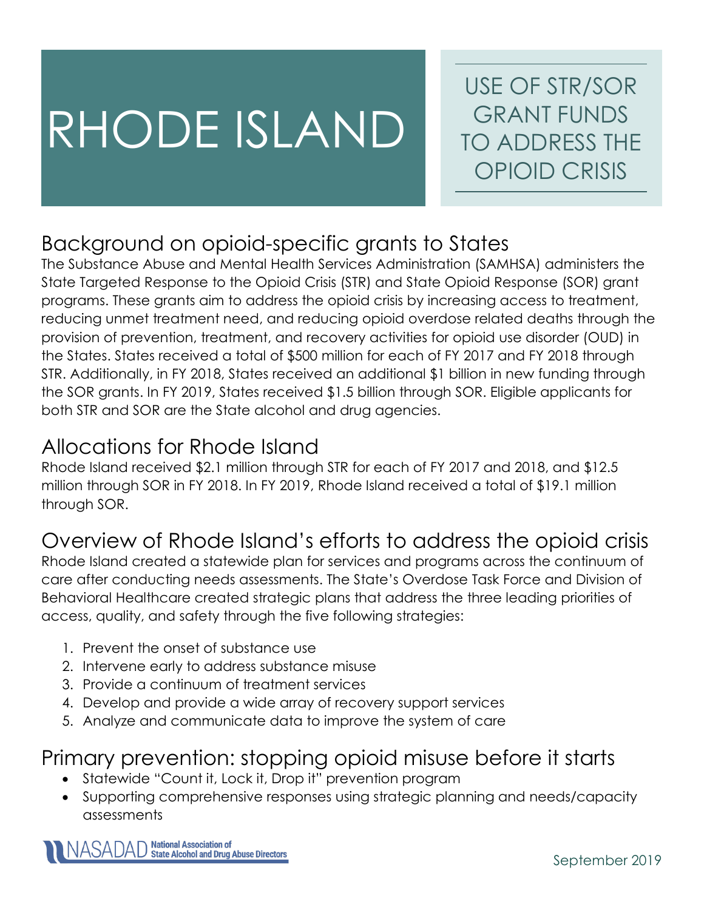# RHODE ISLAND

## USE OF STR/SOR GRANT FUNDS TO ADDRESS THE OPIOID CRISIS

## Background on opioid-specific grants to States

The Substance Abuse and Mental Health Services Administration (SAMHSA) administers the State Targeted Response to the Opioid Crisis (STR) and State Opioid Response (SOR) grant programs. These grants aim to address the opioid crisis by increasing access to treatment, reducing unmet treatment need, and reducing opioid overdose related deaths through the provision of prevention, treatment, and recovery activities for opioid use disorder (OUD) in the States. States received a total of $500 million for each of FY 2017 and FY 2018 through STR. Additionally, in FY 2018, States received an additional $1 billion in new funding through the SOR grants. In FY 2019, States received $1.5 billion through SOR. Eligible applicants for both STR and SOR are the State alcohol and drug agencies.

## Allocations for Rhode Island

Rhode Island received $2.1 million through STR for each of FY 2017 and 2018, and $12.5 million through SOR in FY 2018. In FY 2019, Rhode Island received a total of $19.1 million through SOR.

## Overview of Rhode Island's efforts to address the opioid crisis

Rhode Island created a statewide plan for services and programs across the continuum of care after conducting needs assessments. The State's Overdose Task Force and Division of Behavioral Healthcare created strategic plans that address the three leading priorities of access, quality, and safety through the five following strategies:

1. Prevent the onset of substance use
2. Intervene early to address substance misuse
3. Provide a continuum of treatment services
4. Develop and provide a wide array of recovery support services
5. Analyze and communicate data to improve the system of care

## Primary prevention: stopping opioid misuse before it starts

- Statewide "Count it, Lock it, Drop it" prevention program
- Supporting comprehensive responses using strategic planning and needs/capacity assessments

NASADAD National Association of State Alcohol and Drug Abuse Directors

September 2019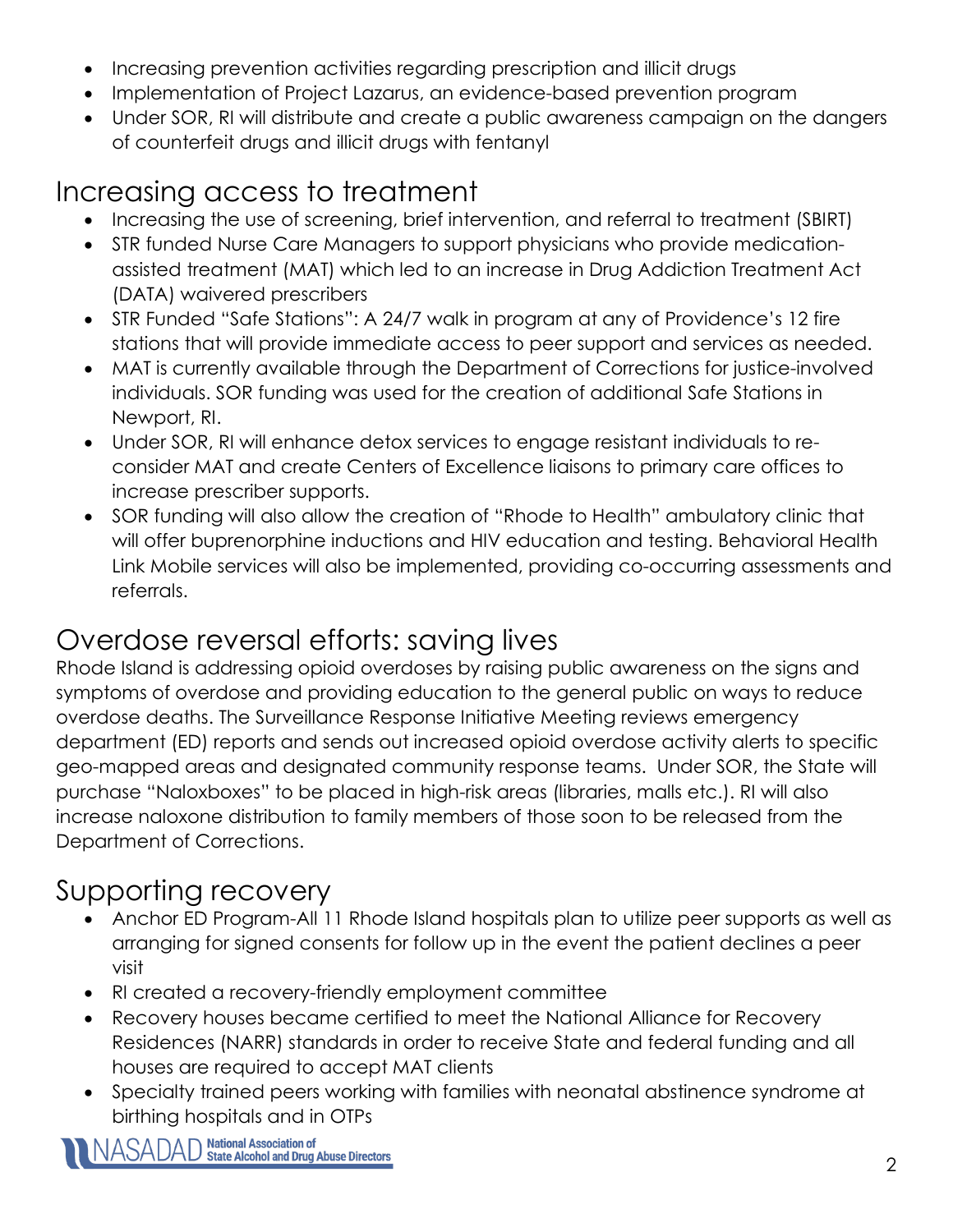- Increasing prevention activities regarding prescription and illicit drugs
- Implementation of Project Lazarus, an evidence-based prevention program
- Under SOR, RI will distribute and create a public awareness campaign on the dangers of counterfeit drugs and illicit drugs with fentanyl

## Increasing access to treatment

- Increasing the use of screening, brief intervention, and referral to treatment (SBIRT)
- STR funded Nurse Care Managers to support physicians who provide medication-assisted treatment (MAT) which led to an increase in Drug Addiction Treatment Act (DATA) waivered prescribers
- STR Funded "Safe Stations": A 24/7 walk in program at any of Providence's 12 fire stations that will provide immediate access to peer support and services as needed.
- MAT is currently available through the Department of Corrections for justice-involved individuals. SOR funding was used for the creation of additional Safe Stations in Newport, RI.
- Under SOR, RI will enhance detox services to engage resistant individuals to re-consider MAT and create Centers of Excellence liaisons to primary care offices to increase prescriber supports.
- SOR funding will also allow the creation of "Rhode to Health" ambulatory clinic that will offer buprenorphine inductions and HIV education and testing. Behavioral Health Link Mobile services will also be implemented, providing co-occurring assessments and referrals.

## Overdose reversal efforts: saving lives

Rhode Island is addressing opioid overdoses by raising public awareness on the signs and symptoms of overdose and providing education to the general public on ways to reduce overdose deaths. The Surveillance Response Initiative Meeting reviews emergency department (ED) reports and sends out increased opioid overdose activity alerts to specific geo-mapped areas and designated community response teams. Under SOR, the State will purchase "Naloxboxes" to be placed in high-risk areas (libraries, malls etc.). RI will also increase naloxone distribution to family members of those soon to be released from the Department of Corrections.

## Supporting recovery

- Anchor ED Program-All 11 Rhode Island hospitals plan to utilize peer supports as well as arranging for signed consents for follow up in the event the patient declines a peer visit
- RI created a recovery-friendly employment committee
- Recovery houses became certified to meet the National Alliance for Recovery Residences (NARR) standards in order to receive State and federal funding and all houses are required to accept MAT clients
- Specialty trained peers working with families with neonatal abstinence syndrome at birthing hospitals and in OTPs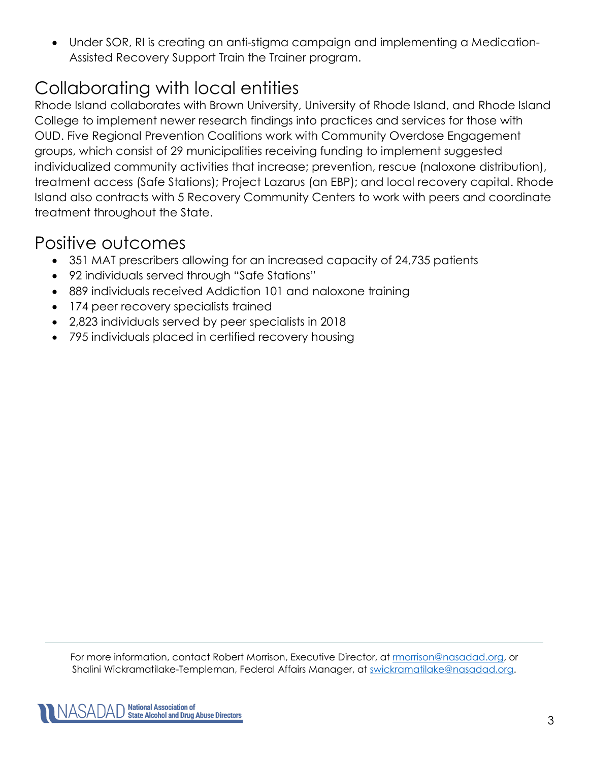- Under SOR, RI is creating an anti-stigma campaign and implementing a Medication-Assisted Recovery Support Train the Trainer program.

## Collaborating with local entities

Rhode Island collaborates with Brown University, University of Rhode Island, and Rhode Island College to implement newer research findings into practices and services for those with OUD. Five Regional Prevention Coalitions work with Community Overdose Engagement groups, which consist of 29 municipalities receiving funding to implement suggested individualized community activities that increase; prevention, rescue (naloxone distribution), treatment access (Safe Stations); Project Lazarus (an EBP); and local recovery capital. Rhode Island also contracts with 5 Recovery Community Centers to work with peers and coordinate treatment throughout the State.

## Positive outcomes

- 351 MAT prescribers allowing for an increased capacity of 24,735 patients
- 92 individuals served through "Safe Stations"
- 889 individuals received Addiction 101 and naloxone training
- 174 peer recovery specialists trained
- 2,823 individuals served by peer specialists in 2018
- 795 individuals placed in certified recovery housing

For more information, contact Robert Morrison, Executive Director, at rmorrison@nasadad.org, or Shalini Wickramatilake-Templeman, Federal Affairs Manager, at swickramatilake@nasadad.org.

NASADAD National Association of State Alcohol and Drug Abuse Directors